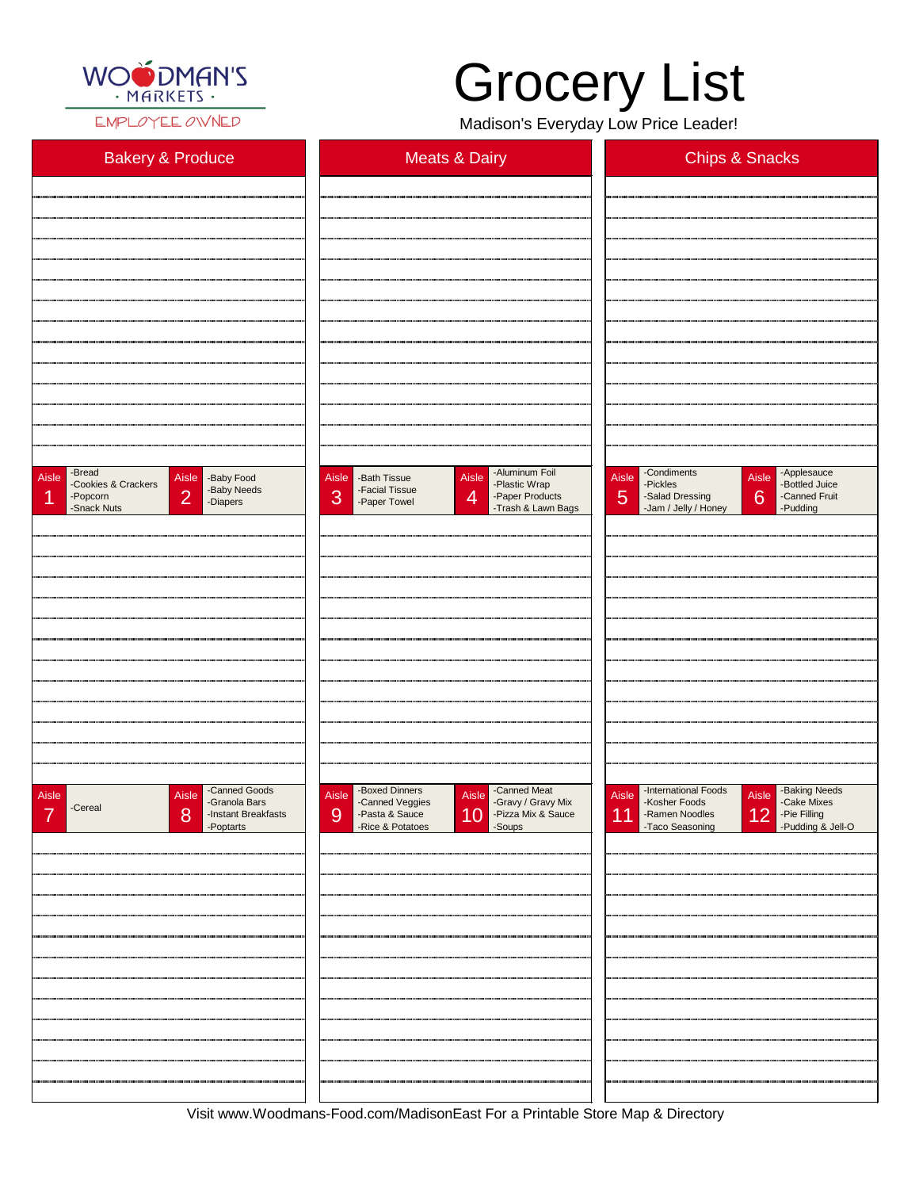WOODMAN'S · MARKETS ·
EMPLOYEE OWNED

# Grocery List

Madison's Everyday Low Price Leader!

| Bakery & Produce | Meats & Dairy | Chips & Snacks |
| --- | --- | --- |

| Aisle | Items |
| --- | --- |
| Aisle 1 | -Bread<br>-Cookies & Crackers<br>-Popcorn<br>-Snack Nuts |
| Aisle 2 | -Baby Food<br>-Baby Needs<br>-Diapers |
| Aisle 3 | -Bath Tissue<br>-Facial Tissue<br>-Paper Towel |
| Aisle 4 | -Aluminum Foil<br>-Plastic Wrap<br>-Paper Products<br>-Trash & Lawn Bags |
| Aisle 5 | -Condiments<br>-Pickles<br>-Salad Dressing<br>-Jam / Jelly / Honey |
| Aisle 6 | -Applesauce<br>-Bottled Juice<br>-Canned Fruit<br>-Pudding |
| Aisle 7 | -Cereal |
| Aisle 8 | -Canned Goods<br>-Granola Bars<br>-Instant Breakfasts<br>-Poptarts |
| Aisle 9 | -Boxed Dinners<br>-Canned Veggies<br>-Pasta & Sauce<br>-Rice & Potatoes |
| Aisle 10 | -Canned Meat<br>-Gravy / Gravy Mix<br>-Pizza Mix & Sauce<br>-Soups |
| Aisle 11 | -International Foods<br>-Kosher Foods<br>-Ramen Noodles<br>-Taco Seasoning |
| Aisle 12 | -Baking Needs<br>-Cake Mixes<br>-Pie Filling<br>-Pudding & Jell-O |

Visit www.Woodmans-Food.com/MadisonEast For a Printable Store Map & Directory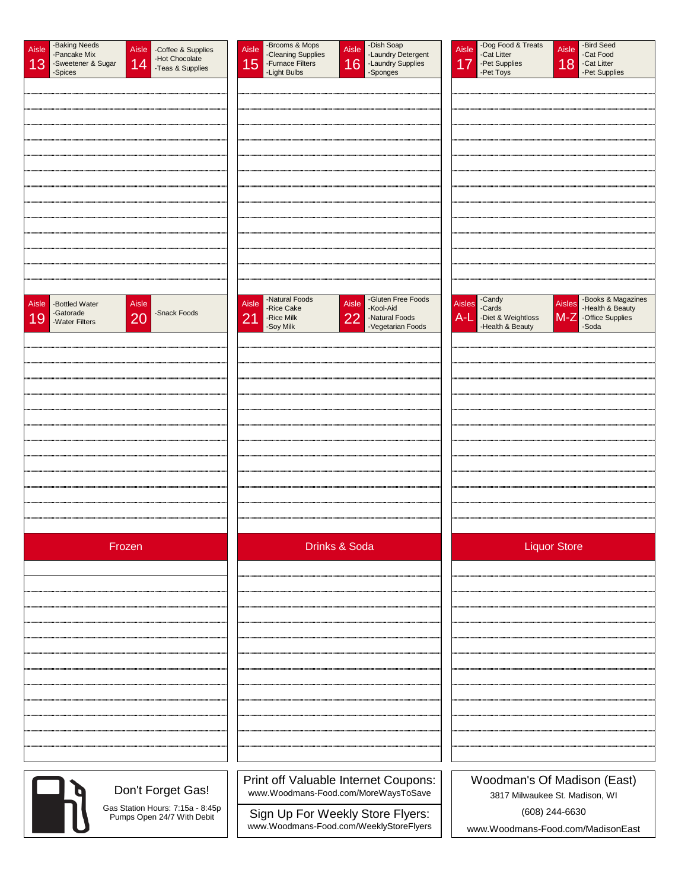**Aisle 13**
- -Baking Needs
- -Pancake Mix
- -Sweetener & Sugar
- -Spices

**Aisle 14**
- -Coffee & Supplies
- -Hot Chocolate
- -Teas & Supplies

**Aisle 15**
- -Brooms & Mops
- -Cleaning Supplies
- -Furnace Filters
- -Light Bulbs

**Aisle 16**
- -Dish Soap
- -Laundry Detergent
- -Laundry Supplies
- -Sponges

**Aisle 17**
- -Dog Food & Treats
- -Cat Litter
- -Pet Supplies
- -Pet Toys

**Aisle 18**
- -Bird Seed
- -Cat Food
- -Cat Litter
- -Pet Supplies

**Aisle 19**
- -Bottled Water
- -Gatorade
- -Water Filters

**Aisle 20**
- -Snack Foods

**Aisle 21**
- -Natural Foods
- -Rice Cake
- -Rice Milk
- -Soy Milk

**Aisle 22**
- -Gluten Free Foods
- -Kool-Aid
- -Natural Foods
- -Vegetarian Foods

**Aisles A-L**
- -Candy
- -Cards
- -Diet & Weightloss
- -Health & Beauty

**Aisles M-Z**
- -Books & Magazines
- -Health & Beauty
- -Office Supplies
- -Soda

**Frozen**

**Drinks & Soda**

**Liquor Store**

Don't Forget Gas!

Gas Station Hours: 7:15a - 8:45p
Pumps Open 24/7 With Debit

Print off Valuable Internet Coupons:
www.Woodmans-Food.com/MoreWaysToSave

Sign Up For Weekly Store Flyers:
www.Woodmans-Food.com/WeeklyStoreFlyers

Woodman's Of Madison (East)
3817 Milwaukee St. Madison, WI
(608) 244-6630
www.Woodmans-Food.com/MadisonEast